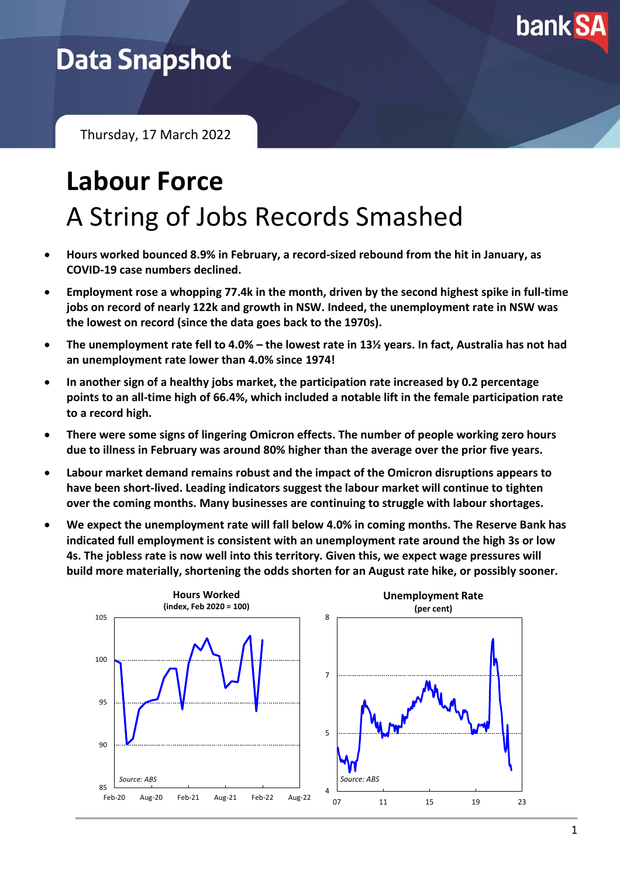# Data Snapshot

Thursday, 17 March 2022

# Labour Force

## A String of Jobs Records Smashed

- **Hours worked bounced 8.9% in February, a record-sized rebound from the hit in January, as COVID-19 case numbers declined.**
- **Employment rose a whopping 77.4k in the month, driven by the second highest spike in full-time jobs on record of nearly 122k and growth in NSW. Indeed, the unemployment rate in NSW was the lowest on record (since the data goes back to the 1970s).**
- **The unemployment rate fell to 4.0% – the lowest rate in 13½ years. In fact, Australia has not had an unemployment rate lower than 4.0% since 1974!**
- **In another sign of a healthy jobs market, the participation rate increased by 0.2 percentage points to an all-time high of 66.4%, which included a notable lift in the female participation rate to a record high.**
- **There were some signs of lingering Omicron effects. The number of people working zero hours due to illness in February was around 80% higher than the average over the prior five years.**
- **Labour market demand remains robust and the impact of the Omicron disruptions appears to have been short-lived. Leading indicators suggest the labour market will continue to tighten over the coming months. Many businesses are continuing to struggle with labour shortages.**
- **We expect the unemployment rate will fall below 4.0% in coming months. The Reserve Bank has indicated full employment is consistent with an unemployment rate around the high 3s or low 4s. The jobless rate is now well into this territory. Given this, we expect wage pressures will build more materially, shortening the odds shorten for an August rate hike, or possibly sooner.**

**Hours Worked**
**(index, Feb 2020 = 100)**

Source: ABS

**Unemployment Rate**
**(per cent)**

Source: ABS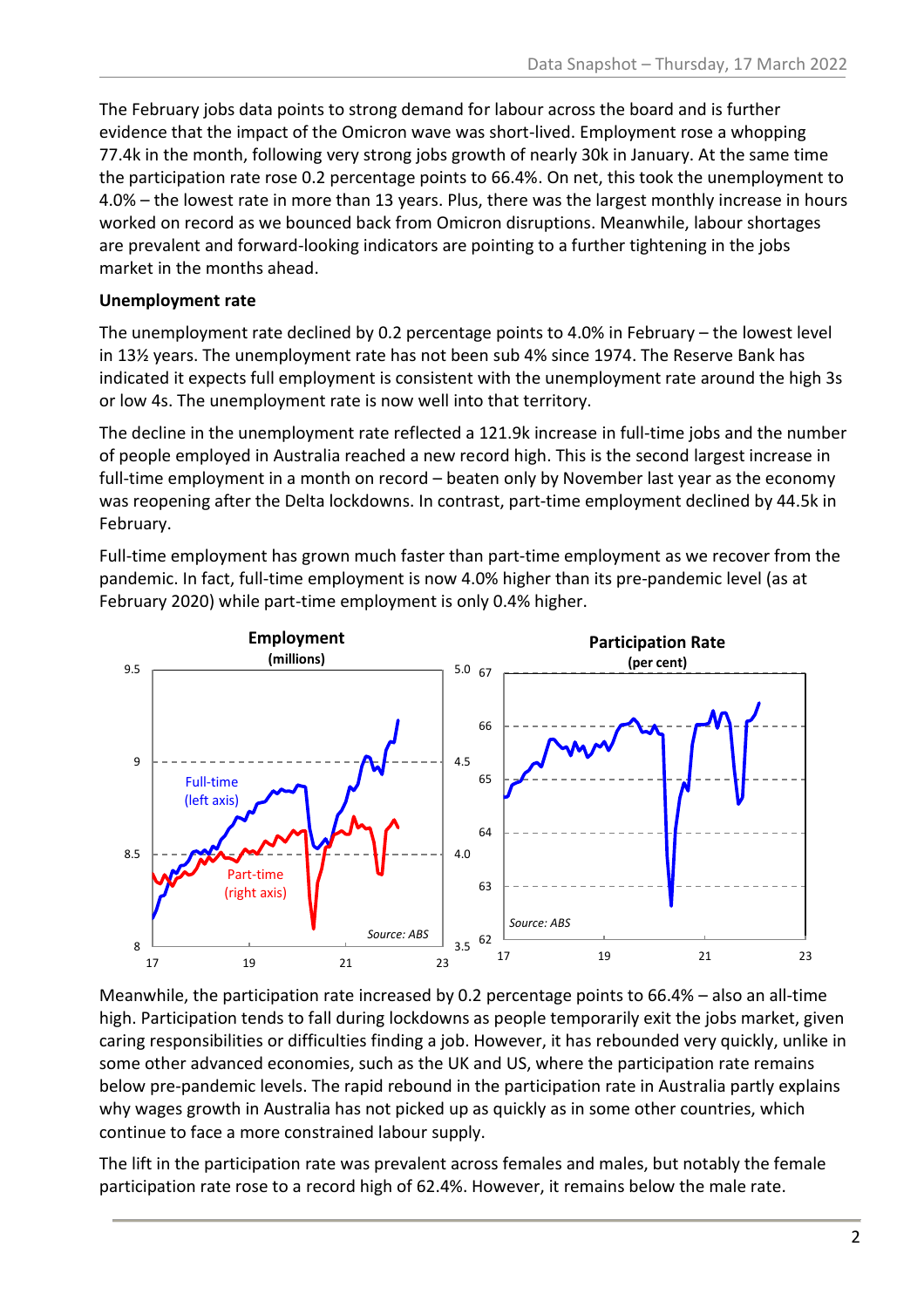The February jobs data points to strong demand for labour across the board and is further evidence that the impact of the Omicron wave was short-lived. Employment rose a whopping 77.4k in the month, following very strong jobs growth of nearly 30k in January. At the same time the participation rate rose 0.2 percentage points to 66.4%. On net, this took the unemployment to 4.0% – the lowest rate in more than 13 years. Plus, there was the largest monthly increase in hours worked on record as we bounced back from Omicron disruptions. Meanwhile, labour shortages are prevalent and forward-looking indicators are pointing to a further tightening in the jobs market in the months ahead.

**Unemployment rate**

The unemployment rate declined by 0.2 percentage points to 4.0% in February – the lowest level in 13½ years. The unemployment rate has not been sub 4% since 1974. The Reserve Bank has indicated it expects full employment is consistent with the unemployment rate around the high 3s or low 4s. The unemployment rate is now well into that territory.

The decline in the unemployment rate reflected a 121.9k increase in full-time jobs and the number of people employed in Australia reached a new record high. This is the second largest increase in full-time employment in a month on record – beaten only by November last year as the economy was reopening after the Delta lockdowns. In contrast, part-time employment declined by 44.5k in February.

Full-time employment has grown much faster than part-time employment as we recover from the pandemic. In fact, full-time employment is now 4.0% higher than its pre-pandemic level (as at February 2020) while part-time employment is only 0.4% higher.

Meanwhile, the participation rate increased by 0.2 percentage points to 66.4% – also an all-time high. Participation tends to fall during lockdowns as people temporarily exit the jobs market, given caring responsibilities or difficulties finding a job. However, it has rebounded very quickly, unlike in some other advanced economies, such as the UK and US, where the participation rate remains below pre-pandemic levels. The rapid rebound in the participation rate in Australia partly explains why wages growth in Australia has not picked up as quickly as in some other countries, which continue to face a more constrained labour supply.

The lift in the participation rate was prevalent across females and males, but notably the female participation rate rose to a record high of 62.4%. However, it remains below the male rate.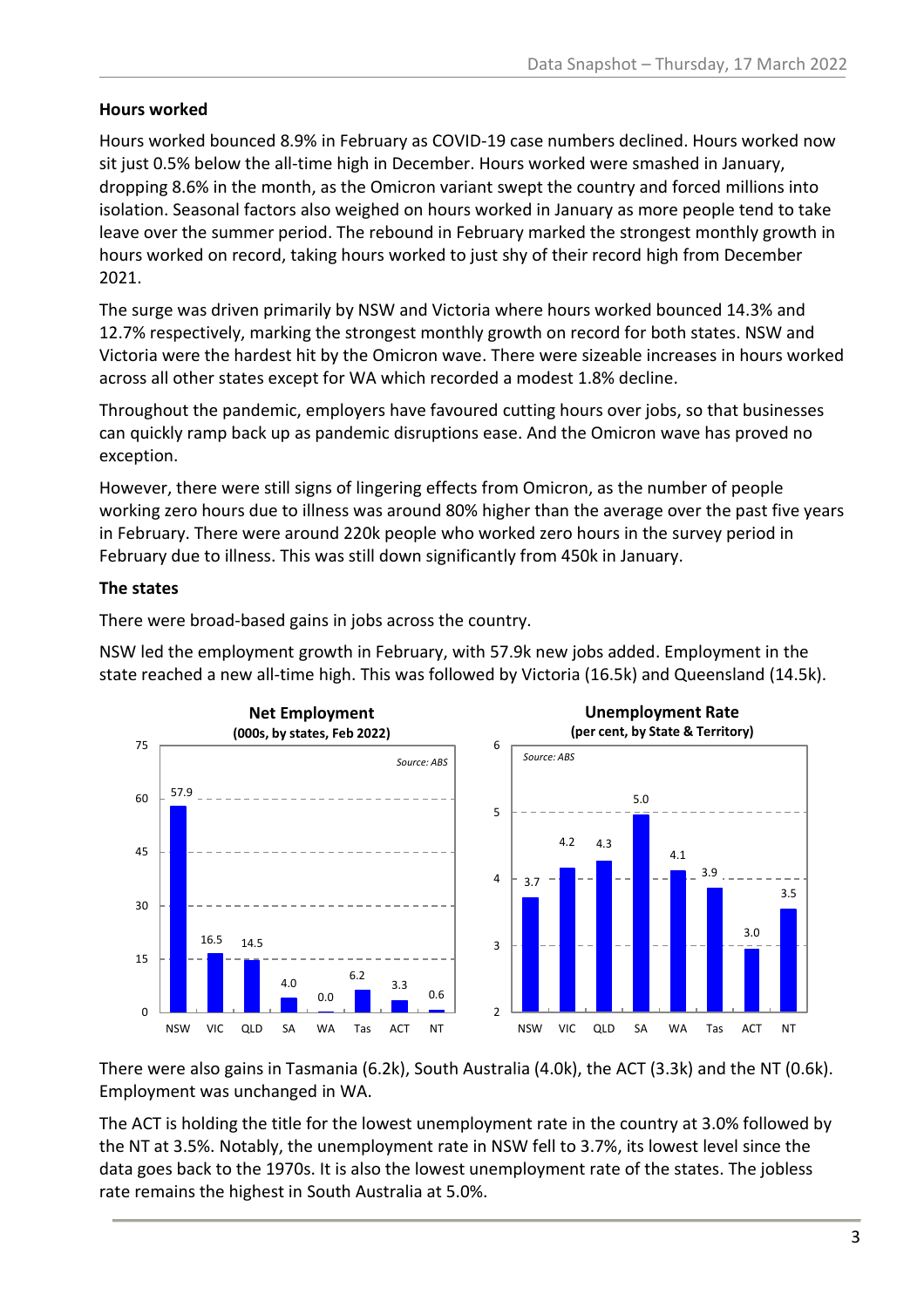### Hours worked

Hours worked bounced 8.9% in February as COVID-19 case numbers declined. Hours worked now sit just 0.5% below the all-time high in December. Hours worked were smashed in January, dropping 8.6% in the month, as the Omicron variant swept the country and forced millions into isolation. Seasonal factors also weighed on hours worked in January as more people tend to take leave over the summer period. The rebound in February marked the strongest monthly growth in hours worked on record, taking hours worked to just shy of their record high from December 2021.

The surge was driven primarily by NSW and Victoria where hours worked bounced 14.3% and 12.7% respectively, marking the strongest monthly growth on record for both states. NSW and Victoria were the hardest hit by the Omicron wave. There were sizeable increases in hours worked across all other states except for WA which recorded a modest 1.8% decline.

Throughout the pandemic, employers have favoured cutting hours over jobs, so that businesses can quickly ramp back up as pandemic disruptions ease. And the Omicron wave has proved no exception.

However, there were still signs of lingering effects from Omicron, as the number of people working zero hours due to illness was around 80% higher than the average over the past five years in February. There were around 220k people who worked zero hours in the survey period in February due to illness. This was still down significantly from 450k in January.

### The states

There were broad-based gains in jobs across the country.

NSW led the employment growth in February, with 57.9k new jobs added. Employment in the state reached a new all-time high. This was followed by Victoria (16.5k) and Queensland (14.5k).

**Net Employment**
**(000s, by states, Feb 2022)**

| NSW | VIC | QLD | SA | WA | Tas | ACT | NT |
|---|---|---|---|---|---|---|---|
| 57.9 | 16.5 | 14.5 | 4.0 | 0.0 | 6.2 | 3.3 | 0.6 |

*Source: ABS*

**Unemployment Rate**
**(per cent, by State & Territory)**

| NSW | VIC | QLD | SA | WA | Tas | ACT | NT |
|---|---|---|---|---|---|---|---|
| 3.7 | 4.2 | 4.3 | 5.0 | 4.1 | 3.9 | 3.0 | 3.5 |

*Source: ABS*

There were also gains in Tasmania (6.2k), South Australia (4.0k), the ACT (3.3k) and the NT (0.6k). Employment was unchanged in WA.

The ACT is holding the title for the lowest unemployment rate in the country at 3.0% followed by the NT at 3.5%. Notably, the unemployment rate in NSW fell to 3.7%, its lowest level since the data goes back to the 1970s. It is also the lowest unemployment rate of the states. The jobless rate remains the highest in South Australia at 5.0%.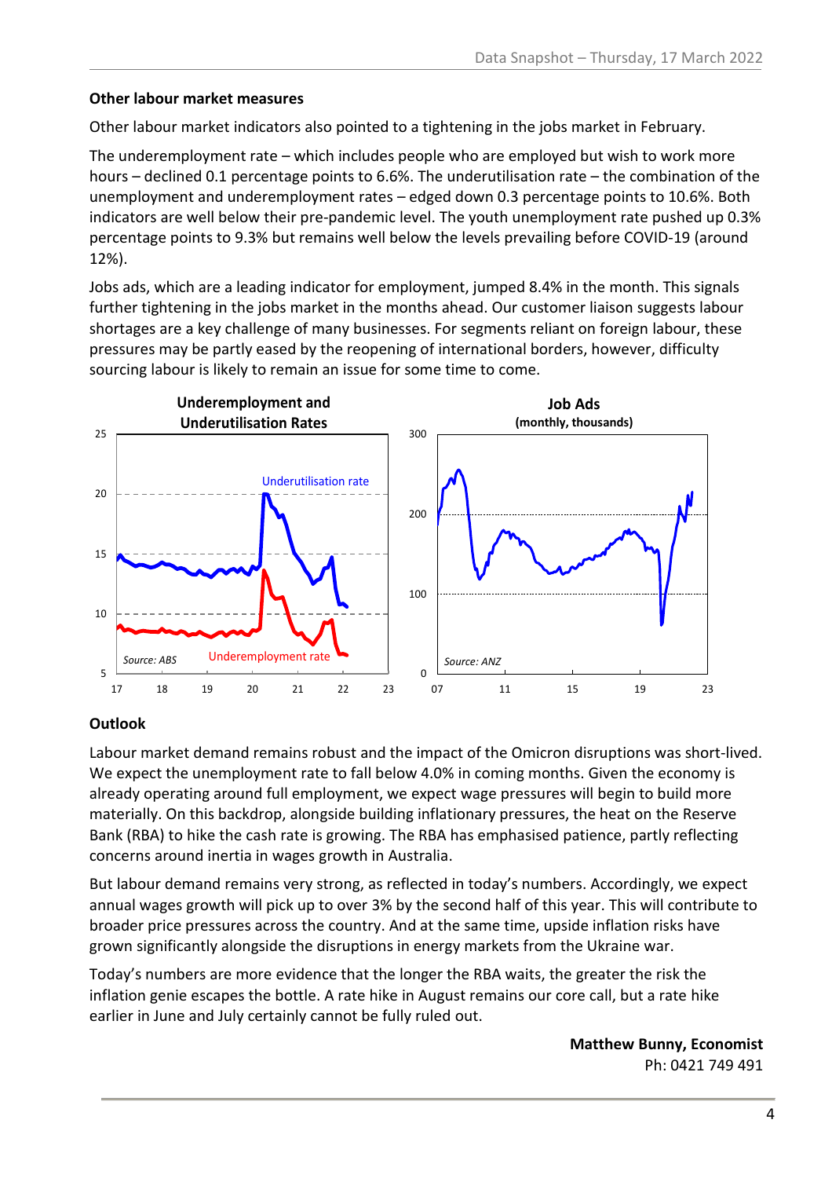**Other labour market measures**

Other labour market indicators also pointed to a tightening in the jobs market in February.

The underemployment rate – which includes people who are employed but wish to work more hours – declined 0.1 percentage points to 6.6%. The underutilisation rate – the combination of the unemployment and underemployment rates – edged down 0.3 percentage points to 10.6%. Both indicators are well below their pre-pandemic level. The youth unemployment rate pushed up 0.3% percentage points to 9.3% but remains well below the levels prevailing before COVID-19 (around 12%).

Jobs ads, which are a leading indicator for employment, jumped 8.4% in the month. This signals further tightening in the jobs market in the months ahead. Our customer liaison suggests labour shortages are a key challenge of many businesses. For segments reliant on foreign labour, these pressures may be partly eased by the reopening of international borders, however, difficulty sourcing labour is likely to remain an issue for some time to come.

**Underemployment and Underutilisation Rates**

Source: ABS

**Job Ads** (monthly, thousands)

Source: ANZ

**Outlook**

Labour market demand remains robust and the impact of the Omicron disruptions was short-lived. We expect the unemployment rate to fall below 4.0% in coming months. Given the economy is already operating around full employment, we expect wage pressures will begin to build more materially. On this backdrop, alongside building inflationary pressures, the heat on the Reserve Bank (RBA) to hike the cash rate is growing. The RBA has emphasised patience, partly reflecting concerns around inertia in wages growth in Australia.

But labour demand remains very strong, as reflected in today's numbers. Accordingly, we expect annual wages growth will pick up to over 3% by the second half of this year. This will contribute to broader price pressures across the country. And at the same time, upside inflation risks have grown significantly alongside the disruptions in energy markets from the Ukraine war.

Today's numbers are more evidence that the longer the RBA waits, the greater the risk the inflation genie escapes the bottle. A rate hike in August remains our core call, but a rate hike earlier in June and July certainly cannot be fully ruled out.

**Matthew Bunny, Economist**
Ph: 0421 749 491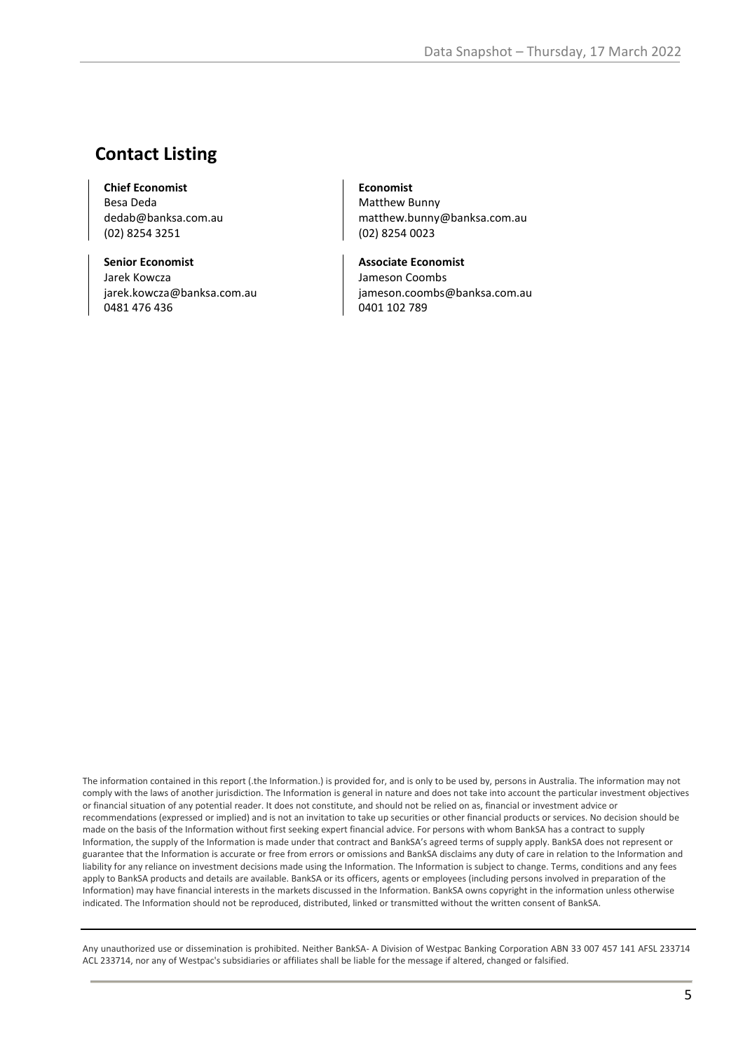## Contact Listing

**Chief Economist**
Besa Deda
dedab@banksa.com.au
(02) 8254 3251

**Senior Economist**
Jarek Kowcza
jarek.kowcza@banksa.com.au
0481 476 436

**Economist**
Matthew Bunny
matthew.bunny@banksa.com.au
(02) 8254 0023

**Associate Economist**
Jameson Coombs
jameson.coombs@banksa.com.au
0401 102 789

The information contained in this report (.the Information.) is provided for, and is only to be used by, persons in Australia. The information may not comply with the laws of another jurisdiction. The Information is general in nature and does not take into account the particular investment objectives or financial situation of any potential reader. It does not constitute, and should not be relied on as, financial or investment advice or recommendations (expressed or implied) and is not an invitation to take up securities or other financial products or services. No decision should be made on the basis of the Information without first seeking expert financial advice. For persons with whom BankSA has a contract to supply Information, the supply of the Information is made under that contract and BankSA's agreed terms of supply apply. BankSA does not represent or guarantee that the Information is accurate or free from errors or omissions and BankSA disclaims any duty of care in relation to the Information and liability for any reliance on investment decisions made using the Information. The Information is subject to change. Terms, conditions and any fees apply to BankSA products and details are available. BankSA or its officers, agents or employees (including persons involved in preparation of the Information) may have financial interests in the markets discussed in the Information. BankSA owns copyright in the information unless otherwise indicated. The Information should not be reproduced, distributed, linked or transmitted without the written consent of BankSA.

Any unauthorized use or dissemination is prohibited. Neither BankSA- A Division of Westpac Banking Corporation ABN 33 007 457 141 AFSL 233714 ACL 233714, nor any of Westpac's subsidiaries or affiliates shall be liable for the message if altered, changed or falsified.